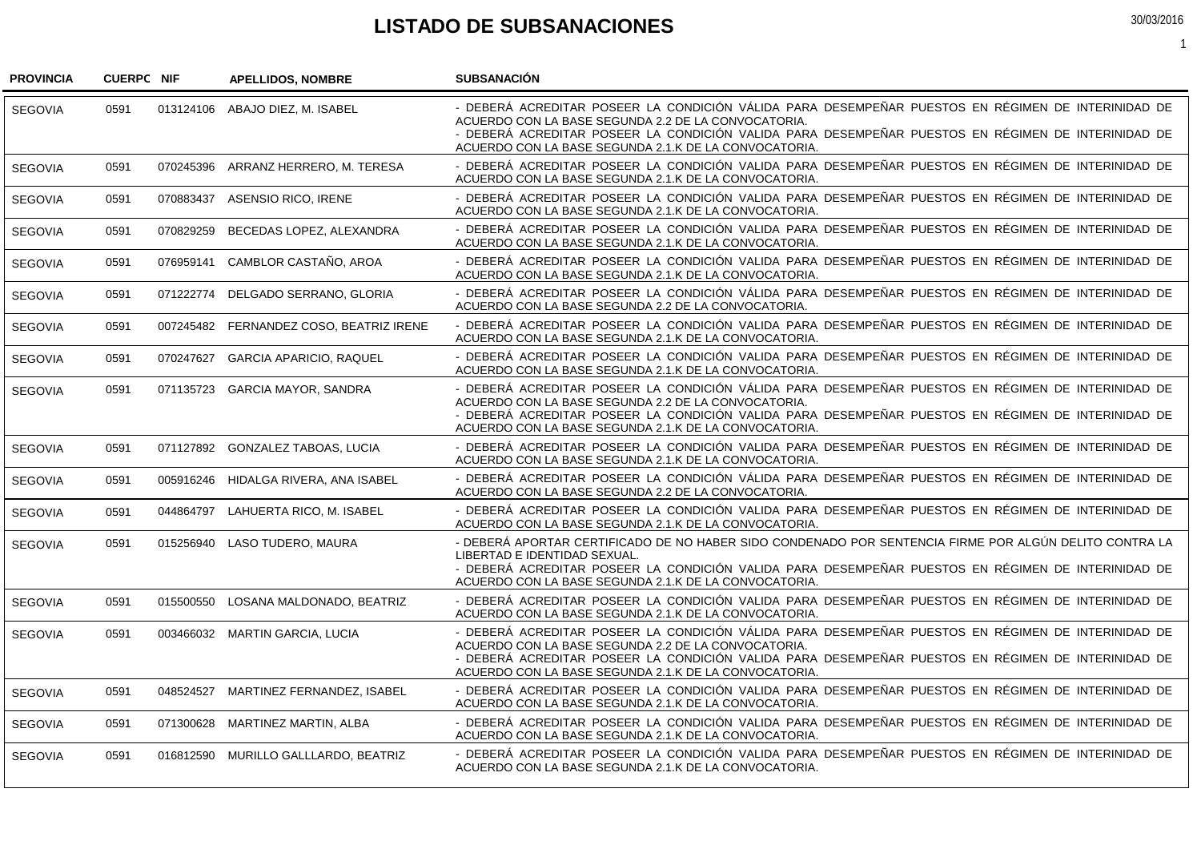# LISTADO DE SUBSANACIONES

30/03/2016

| PROVINCIA | CUERPO | NIF | APELLIDOS, NOMBRE | SUBSANACIÓN |
|---|---|---|---|---|
| SEGOVIA | 0591 | 013124106 | ABAJO DIEZ, M. ISABEL | - DEBERÁ ACREDITAR POSEER LA CONDICIÓN VÁLIDA PARA DESEMPEÑAR PUESTOS EN RÉGIMEN DE INTERINIDAD DE ACUERDO CON LA BASE SEGUNDA 2.2 DE LA CONVOCATORIA.<br>- DEBERÁ ACREDITAR POSEER LA CONDICIÓN VALIDA PARA DESEMPEÑAR PUESTOS EN RÉGIMEN DE INTERINIDAD DE ACUERDO CON LA BASE SEGUNDA 2.1.K DE LA CONVOCATORIA. |
| SEGOVIA | 0591 | 070245396 | ARRANZ HERRERO, M. TERESA | - DEBERÁ ACREDITAR POSEER LA CONDICIÓN VALIDA PARA DESEMPEÑAR PUESTOS EN RÉGIMEN DE INTERINIDAD DE ACUERDO CON LA BASE SEGUNDA 2.1.K DE LA CONVOCATORIA. |
| SEGOVIA | 0591 | 070883437 | ASENSIO RICO, IRENE | - DEBERÁ ACREDITAR POSEER LA CONDICIÓN VALIDA PARA DESEMPEÑAR PUESTOS EN RÉGIMEN DE INTERINIDAD DE ACUERDO CON LA BASE SEGUNDA 2.1.K DE LA CONVOCATORIA. |
| SEGOVIA | 0591 | 070829259 | BECEDAS LOPEZ, ALEXANDRA | - DEBERÁ ACREDITAR POSEER LA CONDICIÓN VALIDA PARA DESEMPEÑAR PUESTOS EN RÉGIMEN DE INTERINIDAD DE ACUERDO CON LA BASE SEGUNDA 2.1.K DE LA CONVOCATORIA. |
| SEGOVIA | 0591 | 076959141 | CAMBLOR CASTAÑO, AROA | - DEBERÁ ACREDITAR POSEER LA CONDICIÓN VALIDA PARA DESEMPEÑAR PUESTOS EN RÉGIMEN DE INTERINIDAD DE ACUERDO CON LA BASE SEGUNDA 2.1.K DE LA CONVOCATORIA. |
| SEGOVIA | 0591 | 071222774 | DELGADO SERRANO, GLORIA | - DEBERÁ ACREDITAR POSEER LA CONDICIÓN VÁLIDA PARA DESEMPEÑAR PUESTOS EN RÉGIMEN DE INTERINIDAD DE ACUERDO CON LA BASE SEGUNDA 2.2 DE LA CONVOCATORIA. |
| SEGOVIA | 0591 | 007245482 | FERNANDEZ COSO, BEATRIZ IRENE | - DEBERÁ ACREDITAR POSEER LA CONDICIÓN VALIDA PARA DESEMPEÑAR PUESTOS EN RÉGIMEN DE INTERINIDAD DE ACUERDO CON LA BASE SEGUNDA 2.1.K DE LA CONVOCATORIA. |
| SEGOVIA | 0591 | 070247627 | GARCIA APARICIO, RAQUEL | - DEBERÁ ACREDITAR POSEER LA CONDICIÓN VALIDA PARA DESEMPEÑAR PUESTOS EN RÉGIMEN DE INTERINIDAD DE ACUERDO CON LA BASE SEGUNDA 2.1.K DE LA CONVOCATORIA. |
| SEGOVIA | 0591 | 071135723 | GARCIA MAYOR, SANDRA | - DEBERÁ ACREDITAR POSEER LA CONDICIÓN VÁLIDA PARA DESEMPEÑAR PUESTOS EN RÉGIMEN DE INTERINIDAD DE ACUERDO CON LA BASE SEGUNDA 2.2 DE LA CONVOCATORIA.<br>- DEBERÁ ACREDITAR POSEER LA CONDICIÓN VALIDA PARA DESEMPEÑAR PUESTOS EN RÉGIMEN DE INTERINIDAD DE ACUERDO CON LA BASE SEGUNDA 2.1.K DE LA CONVOCATORIA. |
| SEGOVIA | 0591 | 071127892 | GONZALEZ TABOAS, LUCIA | - DEBERÁ ACREDITAR POSEER LA CONDICIÓN VALIDA PARA DESEMPEÑAR PUESTOS EN RÉGIMEN DE INTERINIDAD DE ACUERDO CON LA BASE SEGUNDA 2.1.K DE LA CONVOCATORIA. |
| SEGOVIA | 0591 | 005916246 | HIDALGA RIVERA, ANA ISABEL | - DEBERÁ ACREDITAR POSEER LA CONDICIÓN VÁLIDA PARA DESEMPEÑAR PUESTOS EN RÉGIMEN DE INTERINIDAD DE ACUERDO CON LA BASE SEGUNDA 2.2 DE LA CONVOCATORIA. |
| SEGOVIA | 0591 | 044864797 | LAHUERTA RICO, M. ISABEL | - DEBERÁ ACREDITAR POSEER LA CONDICIÓN VALIDA PARA DESEMPEÑAR PUESTOS EN RÉGIMEN DE INTERINIDAD DE ACUERDO CON LA BASE SEGUNDA 2.1.K DE LA CONVOCATORIA. |
| SEGOVIA | 0591 | 015256940 | LASO TUDERO, MAURA | - DEBERÁ APORTAR CERTIFICADO DE NO HABER SIDO CONDENADO POR SENTENCIA FIRME POR ALGÚN DELITO CONTRA LA LIBERTAD E IDENTIDAD SEXUAL.<br>- DEBERÁ ACREDITAR POSEER LA CONDICIÓN VALIDA PARA DESEMPEÑAR PUESTOS EN RÉGIMEN DE INTERINIDAD DE ACUERDO CON LA BASE SEGUNDA 2.1.K DE LA CONVOCATORIA. |
| SEGOVIA | 0591 | 015500550 | LOSANA MALDONADO, BEATRIZ | - DEBERÁ ACREDITAR POSEER LA CONDICIÓN VALIDA PARA DESEMPEÑAR PUESTOS EN RÉGIMEN DE INTERINIDAD DE ACUERDO CON LA BASE SEGUNDA 2.1.K DE LA CONVOCATORIA. |
| SEGOVIA | 0591 | 003466032 | MARTIN GARCIA, LUCIA | - DEBERÁ ACREDITAR POSEER LA CONDICIÓN VÁLIDA PARA DESEMPEÑAR PUESTOS EN RÉGIMEN DE INTERINIDAD DE ACUERDO CON LA BASE SEGUNDA 2.2 DE LA CONVOCATORIA.<br>- DEBERÁ ACREDITAR POSEER LA CONDICIÓN VALIDA PARA DESEMPEÑAR PUESTOS EN RÉGIMEN DE INTERINIDAD DE ACUERDO CON LA BASE SEGUNDA 2.1.K DE LA CONVOCATORIA. |
| SEGOVIA | 0591 | 048524527 | MARTINEZ FERNANDEZ, ISABEL | - DEBERÁ ACREDITAR POSEER LA CONDICIÓN VALIDA PARA DESEMPEÑAR PUESTOS EN RÉGIMEN DE INTERINIDAD DE ACUERDO CON LA BASE SEGUNDA 2.1.K DE LA CONVOCATORIA. |
| SEGOVIA | 0591 | 071300628 | MARTINEZ MARTIN, ALBA | - DEBERÁ ACREDITAR POSEER LA CONDICIÓN VALIDA PARA DESEMPEÑAR PUESTOS EN RÉGIMEN DE INTERINIDAD DE ACUERDO CON LA BASE SEGUNDA 2.1.K DE LA CONVOCATORIA. |
| SEGOVIA | 0591 | 016812590 | MURILLO GALLLARDO, BEATRIZ | - DEBERÁ ACREDITAR POSEER LA CONDICIÓN VALIDA PARA DESEMPEÑAR PUESTOS EN RÉGIMEN DE INTERINIDAD DE ACUERDO CON LA BASE SEGUNDA 2.1.K DE LA CONVOCATORIA. |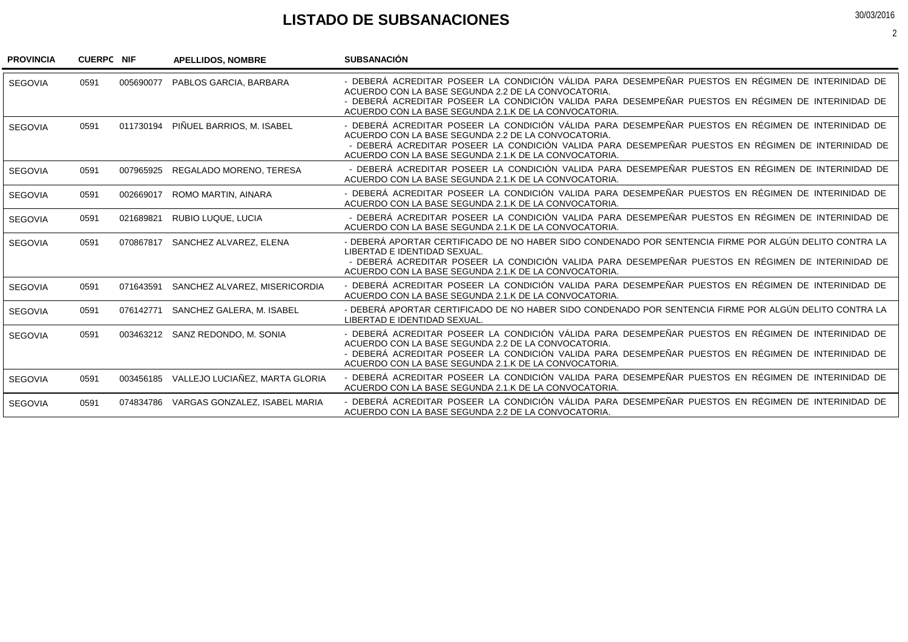# LISTADO DE SUBSANACIONES

| PROVINCIA | CUERPO | NIF | APELLIDOS, NOMBRE | SUBSANACIÓN |
|---|---|---|---|---|
| SEGOVIA | 0591 | 005690077 | PABLOS GARCIA, BARBARA | - DEBERÁ ACREDITAR POSEER LA CONDICIÓN VÁLIDA PARA DESEMPEÑAR PUESTOS EN RÉGIMEN DE INTERINIDAD DE ACUERDO CON LA BASE SEGUNDA 2.2 DE LA CONVOCATORIA.<br>- DEBERÁ ACREDITAR POSEER LA CONDICIÓN VALIDA PARA DESEMPEÑAR PUESTOS EN RÉGIMEN DE INTERINIDAD DE ACUERDO CON LA BASE SEGUNDA 2.1.K DE LA CONVOCATORIA. |
| SEGOVIA | 0591 | 011730194 | PIÑUEL BARRIOS, M. ISABEL | - DEBERÁ ACREDITAR POSEER LA CONDICIÓN VÁLIDA PARA DESEMPEÑAR PUESTOS EN RÉGIMEN DE INTERINIDAD DE ACUERDO CON LA BASE SEGUNDA 2.2 DE LA CONVOCATORIA.<br>- DEBERÁ ACREDITAR POSEER LA CONDICIÓN VALIDA PARA DESEMPEÑAR PUESTOS EN RÉGIMEN DE INTERINIDAD DE ACUERDO CON LA BASE SEGUNDA 2.1.K DE LA CONVOCATORIA. |
| SEGOVIA | 0591 | 007965925 | REGALADO MORENO, TERESA | - DEBERÁ ACREDITAR POSEER LA CONDICIÓN VALIDA PARA DESEMPEÑAR PUESTOS EN RÉGIMEN DE INTERINIDAD DE ACUERDO CON LA BASE SEGUNDA 2.1.K DE LA CONVOCATORIA. |
| SEGOVIA | 0591 | 002669017 | ROMO MARTIN, AINARA | - DEBERÁ ACREDITAR POSEER LA CONDICIÓN VALIDA PARA DESEMPEÑAR PUESTOS EN RÉGIMEN DE INTERINIDAD DE ACUERDO CON LA BASE SEGUNDA 2.1.K DE LA CONVOCATORIA. |
| SEGOVIA | 0591 | 021689821 | RUBIO LUQUE, LUCIA | - DEBERÁ ACREDITAR POSEER LA CONDICIÓN VALIDA PARA DESEMPEÑAR PUESTOS EN RÉGIMEN DE INTERINIDAD DE ACUERDO CON LA BASE SEGUNDA 2.1.K DE LA CONVOCATORIA. |
| SEGOVIA | 0591 | 070867817 | SANCHEZ ALVAREZ, ELENA | - DEBERÁ APORTAR CERTIFICADO DE NO HABER SIDO CONDENADO POR SENTENCIA FIRME POR ALGÚN DELITO CONTRA LA LIBERTAD E IDENTIDAD SEXUAL.<br>- DEBERÁ ACREDITAR POSEER LA CONDICIÓN VALIDA PARA DESEMPEÑAR PUESTOS EN RÉGIMEN DE INTERINIDAD DE ACUERDO CON LA BASE SEGUNDA 2.1.K DE LA CONVOCATORIA. |
| SEGOVIA | 0591 | 071643591 | SANCHEZ ALVAREZ, MISERICORDIA | - DEBERÁ ACREDITAR POSEER LA CONDICIÓN VALIDA PARA DESEMPEÑAR PUESTOS EN RÉGIMEN DE INTERINIDAD DE ACUERDO CON LA BASE SEGUNDA 2.1.K DE LA CONVOCATORIA. |
| SEGOVIA | 0591 | 076142771 | SANCHEZ GALERA, M. ISABEL | - DEBERÁ APORTAR CERTIFICADO DE NO HABER SIDO CONDENADO POR SENTENCIA FIRME POR ALGÚN DELITO CONTRA LA LIBERTAD E IDENTIDAD SEXUAL. |
| SEGOVIA | 0591 | 003463212 | SANZ REDONDO, M. SONIA | - DEBERÁ ACREDITAR POSEER LA CONDICIÓN VÁLIDA PARA DESEMPEÑAR PUESTOS EN RÉGIMEN DE INTERINIDAD DE ACUERDO CON LA BASE SEGUNDA 2.2 DE LA CONVOCATORIA.<br>- DEBERÁ ACREDITAR POSEER LA CONDICIÓN VALIDA PARA DESEMPEÑAR PUESTOS EN RÉGIMEN DE INTERINIDAD DE ACUERDO CON LA BASE SEGUNDA 2.1.K DE LA CONVOCATORIA. |
| SEGOVIA | 0591 | 003456185 | VALLEJO LUCIAÑEZ, MARTA GLORIA | - DEBERÁ ACREDITAR POSEER LA CONDICIÓN VALIDA PARA DESEMPEÑAR PUESTOS EN RÉGIMEN DE INTERINIDAD DE ACUERDO CON LA BASE SEGUNDA 2.1.K DE LA CONVOCATORIA. |
| SEGOVIA | 0591 | 074834786 | VARGAS GONZALEZ, ISABEL MARIA | - DEBERÁ ACREDITAR POSEER LA CONDICIÓN VÁLIDA PARA DESEMPEÑAR PUESTOS EN RÉGIMEN DE INTERINIDAD DE ACUERDO CON LA BASE SEGUNDA 2.2 DE LA CONVOCATORIA. |